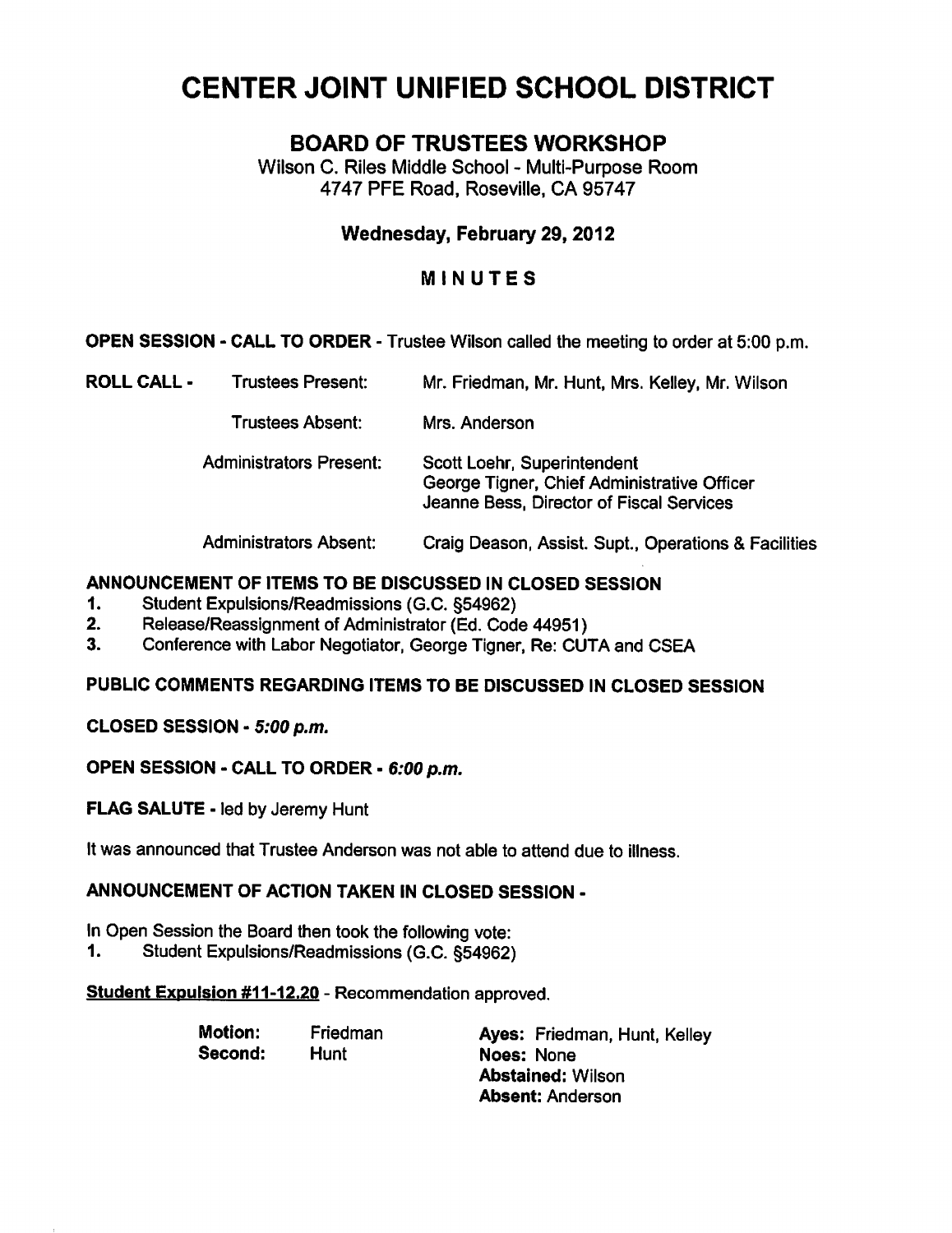# CENTER JOINT UNIFIED SCHOOL DISTRICT

## BOARD OF TRUSTEES WORKSHOP

Wilson C. Riles Middle School - Multi-Purpose Room
4747 PFE Road, Roseville, CA 95747

### Wednesday, February 29, 2012

### MINUTES

**OPEN SESSION - CALL TO ORDER** - Trustee Wilson called the meeting to order at 5:00 p.m.

| | | |
|---|---|---|
| **ROLL CALL -** | Trustees Present: | Mr. Friedman, Mr. Hunt, Mrs. Kelley, Mr. Wilson |
| | Trustees Absent: | Mrs. Anderson |
| | Administrators Present: | Scott Loehr, Superintendent<br>George Tigner, Chief Administrative Officer<br>Jeanne Bess, Director of Fiscal Services |
| | Administrators Absent: | Craig Deason, Assist. Supt., Operations & Facilities |

**ANNOUNCEMENT OF ITEMS TO BE DISCUSSED IN CLOSED SESSION**

1. Student Expulsions/Readmissions (G.C. §54962)
2. Release/Reassignment of Administrator (Ed. Code 44951)
3. Conference with Labor Negotiator, George Tigner, Re: CUTA and CSEA

**PUBLIC COMMENTS REGARDING ITEMS TO BE DISCUSSED IN CLOSED SESSION**

**CLOSED SESSION - *5:00 p.m.***

**OPEN SESSION - CALL TO ORDER - *6:00 p.m.***

**FLAG SALUTE** - led by Jeremy Hunt

It was announced that Trustee Anderson was not able to attend due to illness.

**ANNOUNCEMENT OF ACTION TAKEN IN CLOSED SESSION -**

In Open Session the Board then took the following vote:

1. Student Expulsions/Readmissions (G.C. §54962)

**Student Expulsion #11-12.20** - Recommendation approved.

| | | |
|---|---|---|
| **Motion:** Friedman | | **Ayes:** Friedman, Hunt, Kelley |
| **Second:** Hunt | | **Noes:** None |
| | | **Abstained:** Wilson |
| | | **Absent:** Anderson |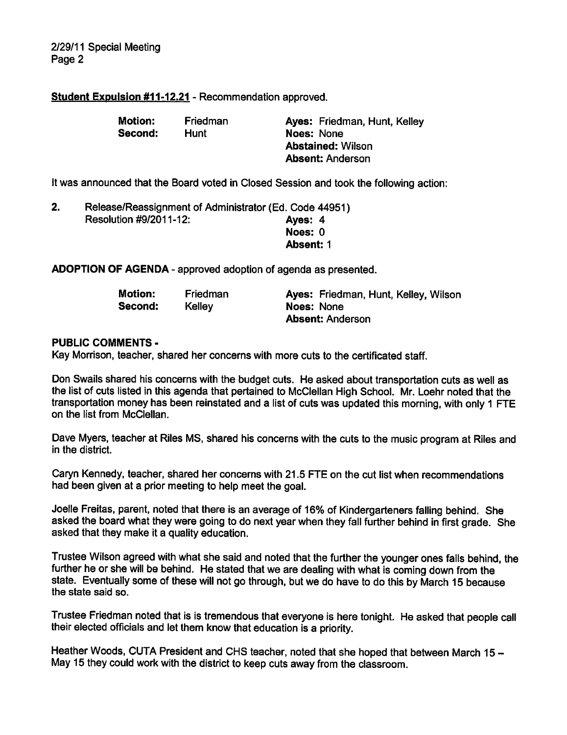**Student Expulsion #11-12.21** - Recommendation approved.

| | | |
|---|---|---|
| **Motion:** | Friedman | **Ayes:** Friedman, Hunt, Kelley |
| **Second:** | Hunt | **Noes:** None |
| | | **Abstained:** Wilson |
| | | **Absent:** Anderson |

It was announced that the Board voted in Closed Session and took the following action:

**2.** Release/Reassignment of Administrator (Ed. Code 44951)
Resolution #9/2011-12: **Ayes:** 4
**Noes:** 0
**Absent:** 1

**ADOPTION OF AGENDA** - approved adoption of agenda as presented.

| | | |
|---|---|---|
| **Motion:** | Friedman | **Ayes:** Friedman, Hunt, Kelley, Wilson |
| **Second:** | Kelley | **Noes:** None |
| | | **Absent:** Anderson |

**PUBLIC COMMENTS -**

Kay Morrison, teacher, shared her concerns with more cuts to the certificated staff.

Don Swails shared his concerns with the budget cuts. He asked about transportation cuts as well as the list of cuts listed in this agenda that pertained to McClellan High School. Mr. Loehr noted that the transportation money has been reinstated and a list of cuts was updated this morning, with only 1 FTE on the list from McClellan.

Dave Myers, teacher at Riles MS, shared his concerns with the cuts to the music program at Riles and in the district.

Caryn Kennedy, teacher, shared her concerns with 21.5 FTE on the cut list when recommendations had been given at a prior meeting to help meet the goal.

Joelle Freitas, parent, noted that there is an average of 16% of Kindergarteners falling behind. She asked the board what they were going to do next year when they fall further behind in first grade. She asked that they make it a quality education.

Trustee Wilson agreed with what she said and noted that the further the younger ones falls behind, the further he or she will be behind. He stated that we are dealing with what is coming down from the state. Eventually some of these will not go through, but we do have to do this by March 15 because the state said so.

Trustee Friedman noted that is is tremendous that everyone is here tonight. He asked that people call their elected officials and let them know that education is a priority.

Heather Woods, CUTA President and CHS teacher, noted that she hoped that between March 15 – May 15 they could work with the district to keep cuts away from the classroom.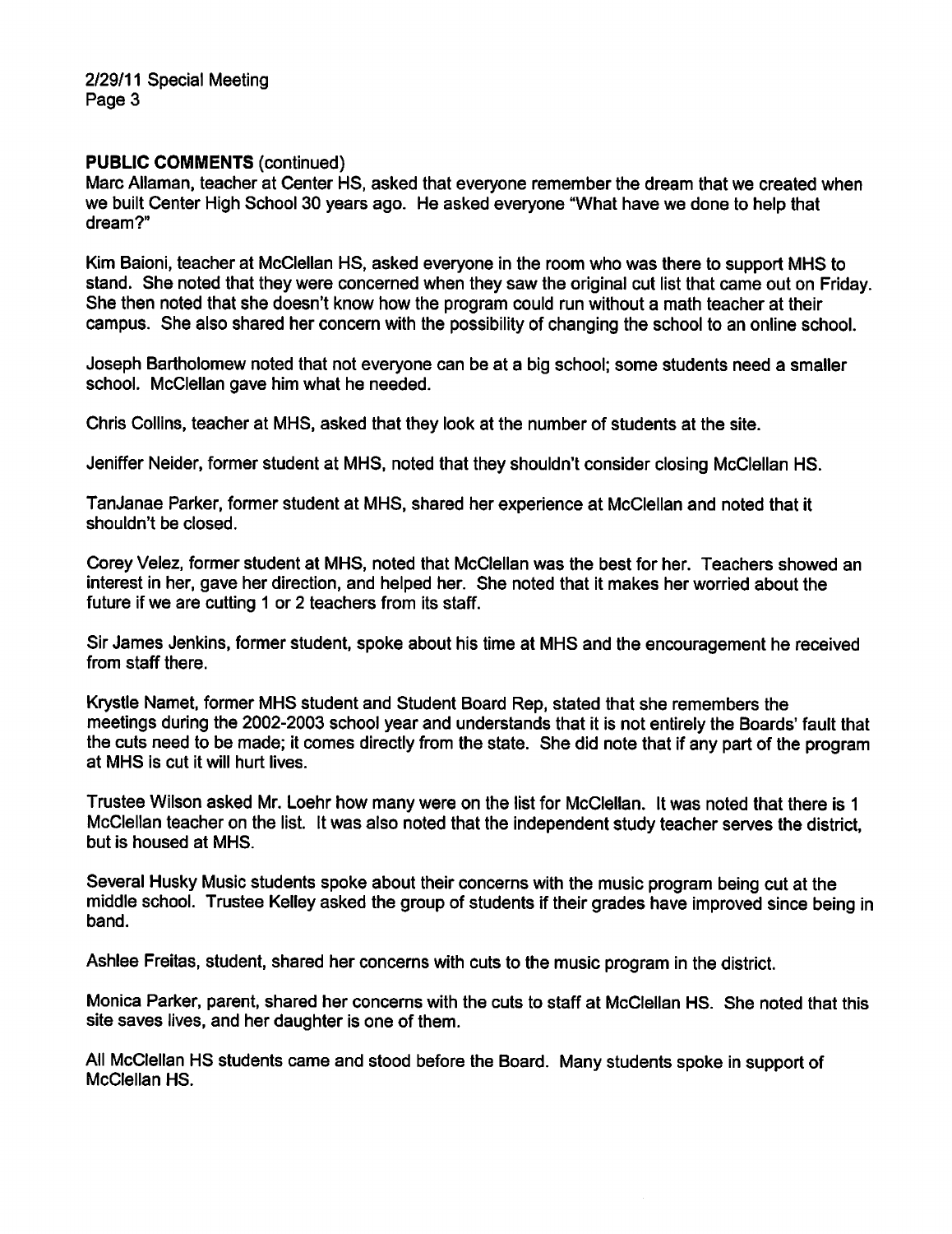**PUBLIC COMMENTS** (continued)

Marc Allaman, teacher at Center HS, asked that everyone remember the dream that we created when we built Center High School 30 years ago. He asked everyone "What have we done to help that dream?"

Kim Baioni, teacher at McClellan HS, asked everyone in the room who was there to support MHS to stand. She noted that they were concerned when they saw the original cut list that came out on Friday. She then noted that she doesn't know how the program could run without a math teacher at their campus. She also shared her concern with the possibility of changing the school to an online school.

Joseph Bartholomew noted that not everyone can be at a big school; some students need a smaller school. McClellan gave him what he needed.

Chris Collins, teacher at MHS, asked that they look at the number of students at the site.

Jeniffer Neider, former student at MHS, noted that they shouldn't consider closing McClellan HS.

TanJanae Parker, former student at MHS, shared her experience at McClellan and noted that it shouldn't be closed.

Corey Velez, former student at MHS, noted that McClellan was the best for her. Teachers showed an interest in her, gave her direction, and helped her. She noted that it makes her worried about the future if we are cutting 1 or 2 teachers from its staff.

Sir James Jenkins, former student, spoke about his time at MHS and the encouragement he received from staff there.

Krystle Namet, former MHS student and Student Board Rep, stated that she remembers the meetings during the 2002-2003 school year and understands that it is not entirely the Boards' fault that the cuts need to be made; it comes directly from the state. She did note that if any part of the program at MHS is cut it will hurt lives.

Trustee Wilson asked Mr. Loehr how many were on the list for McClellan. It was noted that there is 1 McClellan teacher on the list. It was also noted that the independent study teacher serves the district, but is housed at MHS.

Several Husky Music students spoke about their concerns with the music program being cut at the middle school. Trustee Kelley asked the group of students if their grades have improved since being in band.

Ashlee Freitas, student, shared her concerns with cuts to the music program in the district.

Monica Parker, parent, shared her concerns with the cuts to staff at McClellan HS. She noted that this site saves lives, and her daughter is one of them.

All McClellan HS students came and stood before the Board. Many students spoke in support of McClellan HS.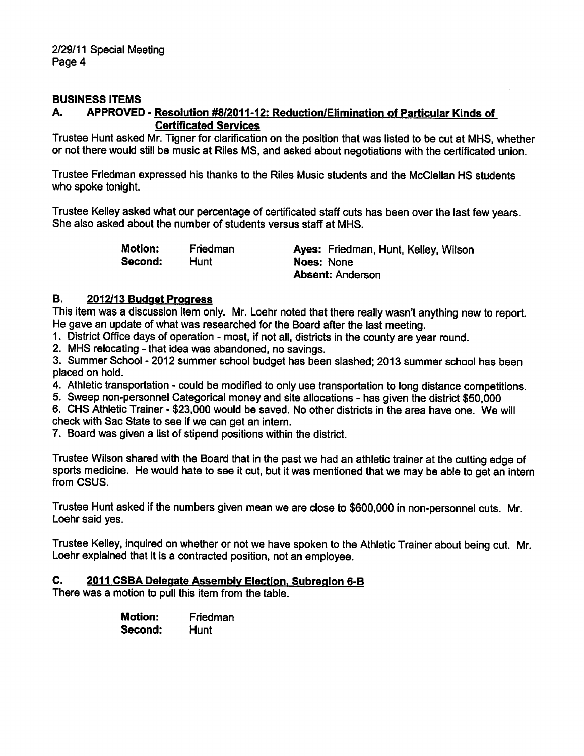## BUSINESS ITEMS

### A. APPROVED - Resolution #8/2011-12: Reduction/Elimination of Particular Kinds of Certificated Services

Trustee Hunt asked Mr. Tigner for clarification on the position that was listed to be cut at MHS, whether or not there would still be music at Riles MS, and asked about negotiations with the certificated union.

Trustee Friedman expressed his thanks to the Riles Music students and the McClellan HS students who spoke tonight.

Trustee Kelley asked what our percentage of certificated staff cuts has been over the last few years. She also asked about the number of students versus staff at MHS.

| | | |
|---|---|---|
| **Motion:** | Friedman | **Ayes:** Friedman, Hunt, Kelley, Wilson |
| **Second:** | Hunt | **Noes:** None |
| | | **Absent:** Anderson |

### B. 2012/13 Budget Progress

This item was a discussion item only. Mr. Loehr noted that there really wasn't anything new to report. He gave an update of what was researched for the Board after the last meeting.

1. District Office days of operation - most, if not all, districts in the county are year round.
2. MHS relocating - that idea was abandoned, no savings.
3. Summer School - 2012 summer school budget has been slashed; 2013 summer school has been placed on hold.
4. Athletic transportation - could be modified to only use transportation to long distance competitions.
5. Sweep non-personnel Categorical money and site allocations - has given the district $50,000
6. CHS Athletic Trainer - $23,000 would be saved. No other districts in the area have one. We will check with Sac State to see if we can get an intern.
7. Board was given a list of stipend positions within the district.

Trustee Wilson shared with the Board that in the past we had an athletic trainer at the cutting edge of sports medicine. He would hate to see it cut, but it was mentioned that we may be able to get an intern from CSUS.

Trustee Hunt asked if the numbers given mean we are close to $600,000 in non-personnel cuts. Mr. Loehr said yes.

Trustee Kelley, inquired on whether or not we have spoken to the Athletic Trainer about being cut. Mr. Loehr explained that it is a contracted position, not an employee.

### C. 2011 CSBA Delegate Assembly Election, Subregion 6-B

There was a motion to pull this item from the table.

| | |
|---|---|
| **Motion:** | Friedman |
| **Second:** | Hunt |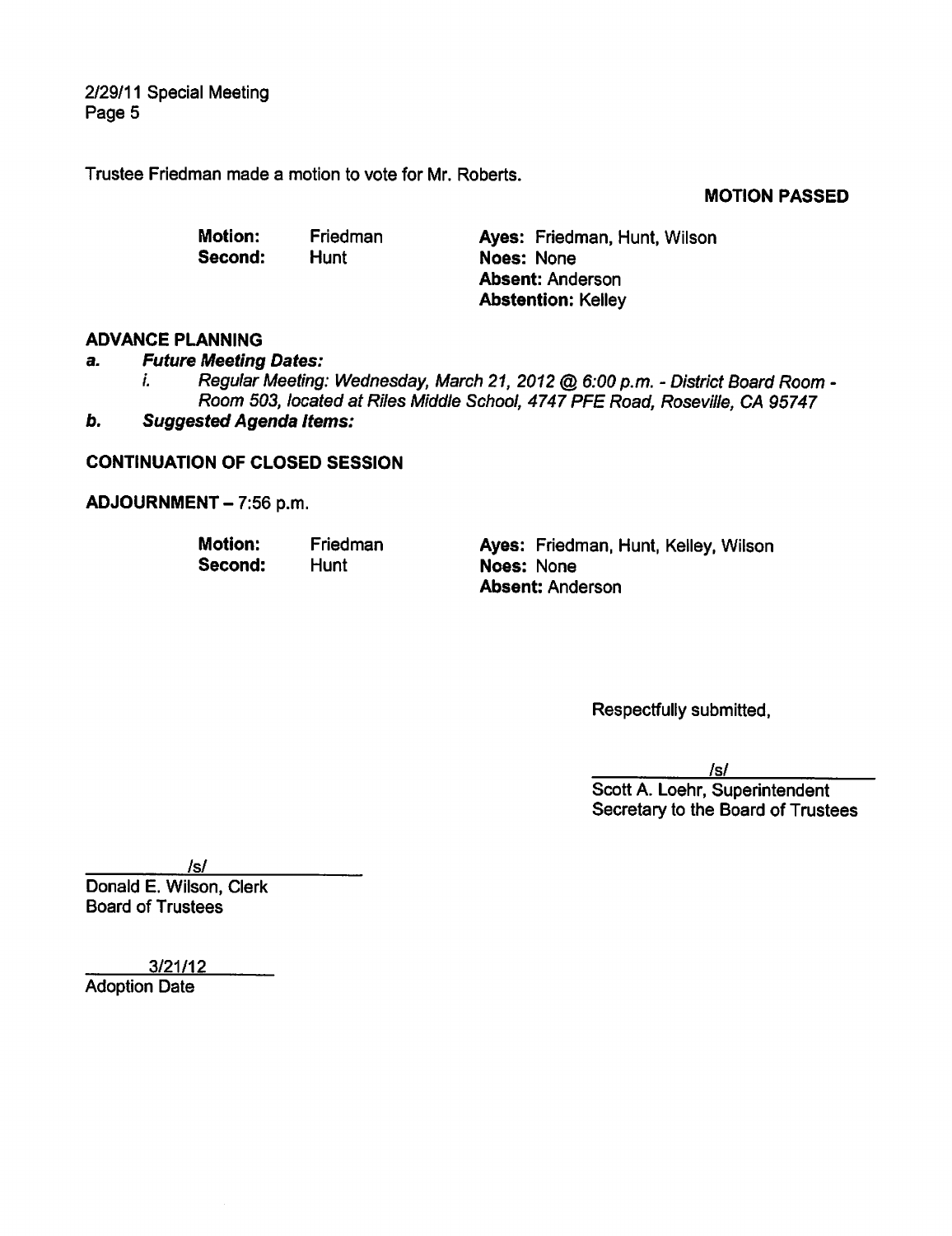Trustee Friedman made a motion to vote for Mr. Roberts.

**MOTION PASSED**

| | | |
|---|---|---|
| **Motion:** Friedman | | **Ayes:** Friedman, Hunt, Wilson |
| **Second:** Hunt | | **Noes:** None |
| | | **Absent:** Anderson |
| | | **Abstention:** Kelley |

**ADVANCE PLANNING**

***a. Future Meeting Dates:***

*i. Regular Meeting: Wednesday, March 21, 2012 @ 6:00 p.m. - District Board Room - Room 503, located at Riles Middle School, 4747 PFE Road, Roseville, CA 95747*

***b. Suggested Agenda Items:***

**CONTINUATION OF CLOSED SESSION**

**ADJOURNMENT** – 7:56 p.m.

| | | |
|---|---|---|
| **Motion:** Friedman | | **Ayes:** Friedman, Hunt, Kelley, Wilson |
| **Second:** Hunt | | **Noes:** None |
| | | **Absent:** Anderson |

Respectfully submitted,

/s/

Scott A. Loehr, Superintendent
Secretary to the Board of Trustees

/s/

Donald E. Wilson, Clerk
Board of Trustees

3/21/12

Adoption Date